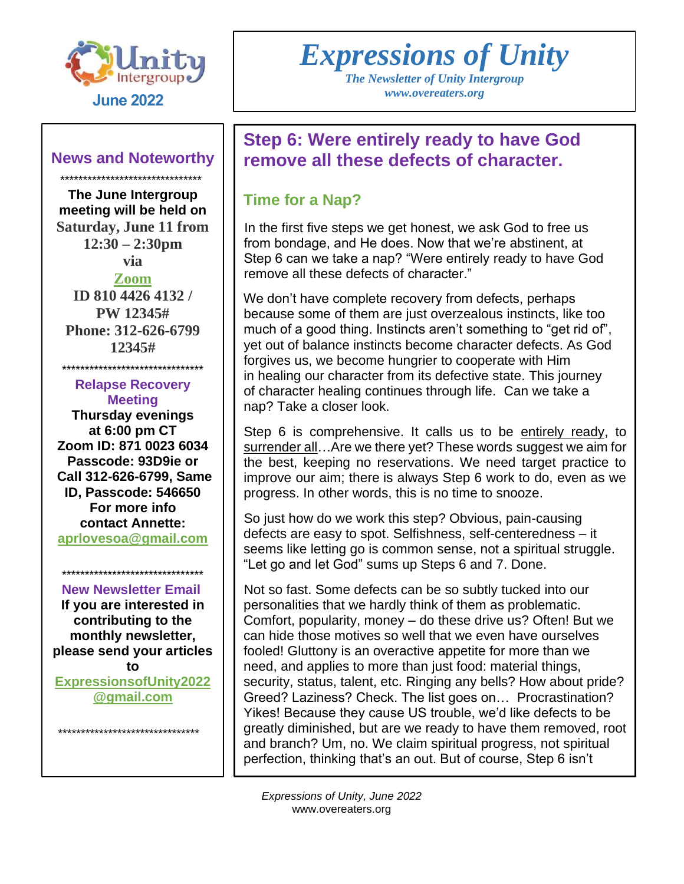# Expressions of Unity

*The Newsletter of Unity Intergroup*
*www.overeaters.org*

June 2022

## News and Noteworthy

*******************************

**The June Intergroup meeting will be held on Saturday, June 11 from 12:30 – 2:30pm via Zoom ID 810 4426 4132 / PW 12345# Phone: 312-626-6799 12345#**

*******************************

**Relapse Recovery Meeting**

**Thursday evenings at 6:00 pm CT Zoom ID: 871 0023 6034 Passcode: 93D9ie or Call 312-626-6799, Same ID, Passcode: 546650 For more info contact Annette: aprlovesoa@gmail.com**

*******************************

**New Newsletter Email**

**If you are interested in contributing to the monthly newsletter, please send your articles to ExpressionsofUnity2022@gmail.com**

*******************************

## Step 6: Were entirely ready to have God remove all these defects of character.

### Time for a Nap?

In the first five steps we get honest, we ask God to free us from bondage, and He does. Now that we're abstinent, at Step 6 can we take a nap? "Were entirely ready to have God remove all these defects of character."

We don't have complete recovery from defects, perhaps because some of them are just overzealous instincts, like too much of a good thing. Instincts aren't something to "get rid of", yet out of balance instincts become character defects. As God forgives us, we become hungrier to cooperate with Him in healing our character from its defective state. This journey of character healing continues through life. Can we take a nap? Take a closer look.

Step 6 is comprehensive. It calls us to be entirely ready, to surrender all…Are we there yet? These words suggest we aim for the best, keeping no reservations. We need target practice to improve our aim; there is always Step 6 work to do, even as we progress. In other words, this is no time to snooze.

So just how do we work this step? Obvious, pain-causing defects are easy to spot. Selfishness, self-centeredness – it seems like letting go is common sense, not a spiritual struggle. "Let go and let God" sums up Steps 6 and 7. Done.

Not so fast. Some defects can be so subtly tucked into our personalities that we hardly think of them as problematic. Comfort, popularity, money – do these drive us? Often! But we can hide those motives so well that we even have ourselves fooled! Gluttony is an overactive appetite for more than we need, and applies to more than just food: material things, security, status, talent, etc. Ringing any bells? How about pride? Greed? Laziness? Check. The list goes on… Procrastination? Yikes! Because they cause US trouble, we'd like defects to be greatly diminished, but are we ready to have them removed, root and branch? Um, no. We claim spiritual progress, not spiritual perfection, thinking that's an out. But of course, Step 6 isn't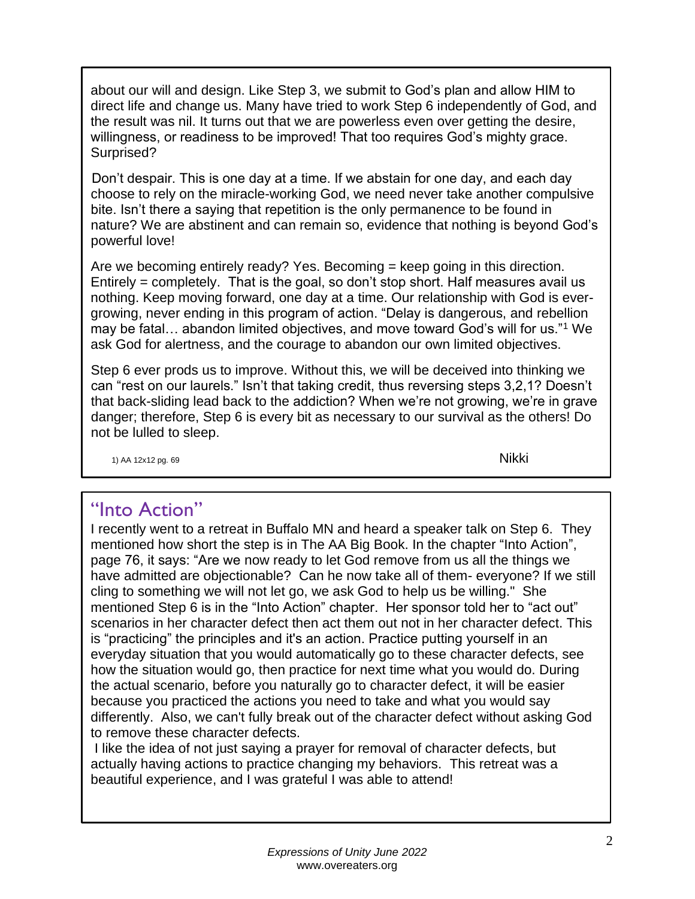about our will and design. Like Step 3, we submit to God's plan and allow HIM to direct life and change us. Many have tried to work Step 6 independently of God, and the result was nil. It turns out that we are powerless even over getting the desire, willingness, or readiness to be improved! That too requires God's mighty grace. Surprised?

Don't despair. This is one day at a time. If we abstain for one day, and each day choose to rely on the miracle-working God, we need never take another compulsive bite. Isn't there a saying that repetition is the only permanence to be found in nature? We are abstinent and can remain so, evidence that nothing is beyond God's powerful love!

Are we becoming entirely ready? Yes. Becoming = keep going in this direction. Entirely = completely. That is the goal, so don't stop short. Half measures avail us nothing. Keep moving forward, one day at a time. Our relationship with God is ever-growing, never ending in this program of action. "Delay is dangerous, and rebellion may be fatal… abandon limited objectives, and move toward God's will for us."[1] We ask God for alertness, and the courage to abandon our own limited objectives.

Step 6 ever prods us to improve. Without this, we will be deceived into thinking we can "rest on our laurels." Isn't that taking credit, thus reversing steps 3,2,1? Doesn't that back-sliding lead back to the addiction? When we're not growing, we're in grave danger; therefore, Step 6 is every bit as necessary to our survival as the others! Do not be lulled to sleep.

1) AA 12x12 pg. 69

Nikki

## "Into Action"

I recently went to a retreat in Buffalo MN and heard a speaker talk on Step 6. They mentioned how short the step is in The AA Big Book. In the chapter "Into Action", page 76, it says: "Are we now ready to let God remove from us all the things we have admitted are objectionable? Can he now take all of them- everyone? If we still cling to something we will not let go, we ask God to help us be willing." She mentioned Step 6 is in the "Into Action" chapter. Her sponsor told her to "act out" scenarios in her character defect then act them out not in her character defect. This is "practicing" the principles and it's an action. Practice putting yourself in an everyday situation that you would automatically go to these character defects, see how the situation would go, then practice for next time what you would do. During the actual scenario, before you naturally go to character defect, it will be easier because you practiced the actions you need to take and what you would say differently. Also, we can't fully break out of the character defect without asking God to remove these character defects.

I like the idea of not just saying a prayer for removal of character defects, but actually having actions to practice changing my behaviors. This retreat was a beautiful experience, and I was grateful I was able to attend!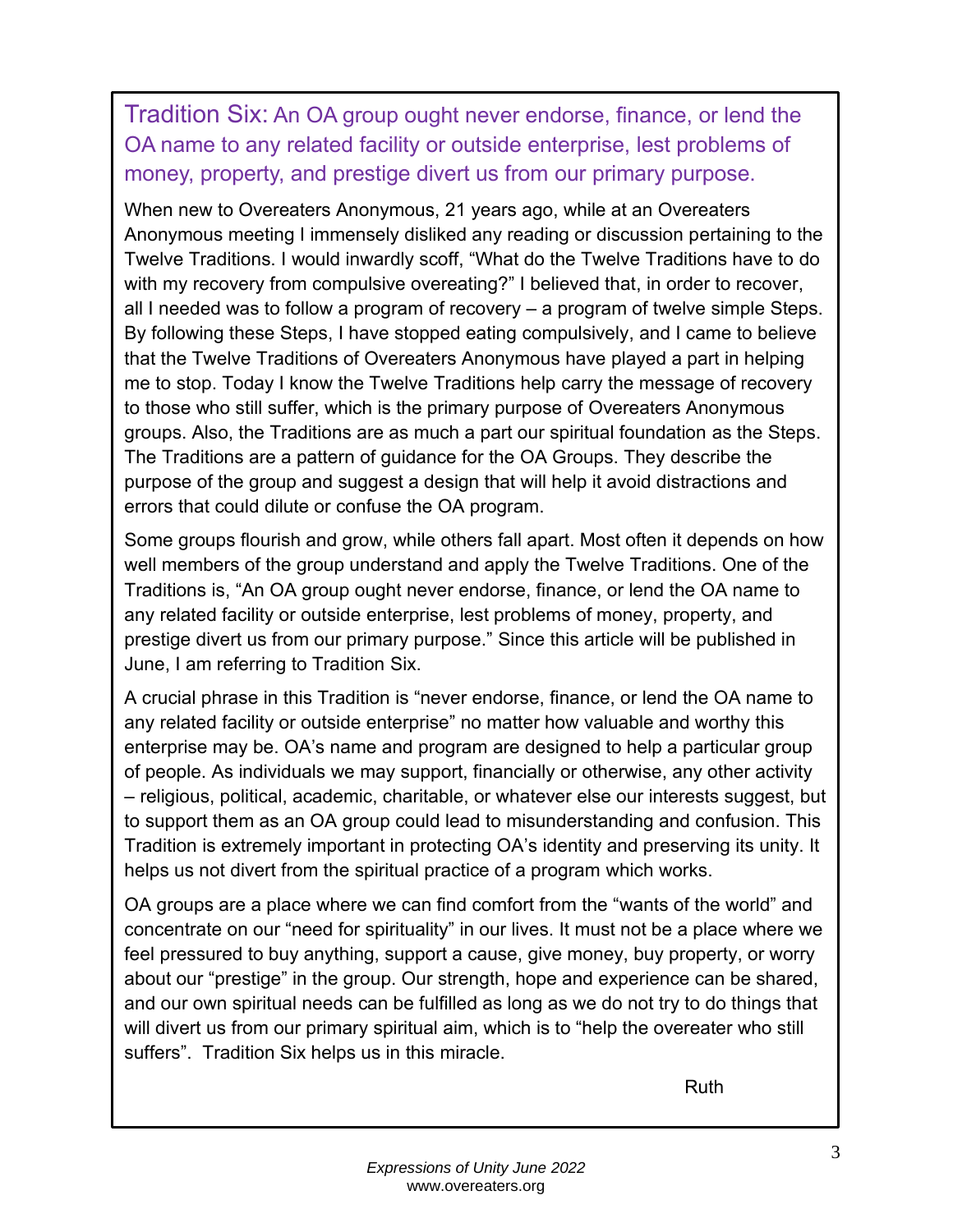## Tradition Six: An OA group ought never endorse, finance, or lend the OA name to any related facility or outside enterprise, lest problems of money, property, and prestige divert us from our primary purpose.

When new to Overeaters Anonymous, 21 years ago, while at an Overeaters Anonymous meeting I immensely disliked any reading or discussion pertaining to the Twelve Traditions. I would inwardly scoff, "What do the Twelve Traditions have to do with my recovery from compulsive overeating?" I believed that, in order to recover, all I needed was to follow a program of recovery – a program of twelve simple Steps. By following these Steps, I have stopped eating compulsively, and I came to believe that the Twelve Traditions of Overeaters Anonymous have played a part in helping me to stop. Today I know the Twelve Traditions help carry the message of recovery to those who still suffer, which is the primary purpose of Overeaters Anonymous groups. Also, the Traditions are as much a part our spiritual foundation as the Steps. The Traditions are a pattern of guidance for the OA Groups. They describe the purpose of the group and suggest a design that will help it avoid distractions and errors that could dilute or confuse the OA program.

Some groups flourish and grow, while others fall apart. Most often it depends on how well members of the group understand and apply the Twelve Traditions. One of the Traditions is, "An OA group ought never endorse, finance, or lend the OA name to any related facility or outside enterprise, lest problems of money, property, and prestige divert us from our primary purpose." Since this article will be published in June, I am referring to Tradition Six.

A crucial phrase in this Tradition is "never endorse, finance, or lend the OA name to any related facility or outside enterprise" no matter how valuable and worthy this enterprise may be. OA's name and program are designed to help a particular group of people. As individuals we may support, financially or otherwise, any other activity – religious, political, academic, charitable, or whatever else our interests suggest, but to support them as an OA group could lead to misunderstanding and confusion. This Tradition is extremely important in protecting OA's identity and preserving its unity. It helps us not divert from the spiritual practice of a program which works.

OA groups are a place where we can find comfort from the "wants of the world" and concentrate on our "need for spirituality" in our lives. It must not be a place where we feel pressured to buy anything, support a cause, give money, buy property, or worry about our "prestige" in the group. Our strength, hope and experience can be shared, and our own spiritual needs can be fulfilled as long as we do not try to do things that will divert us from our primary spiritual aim, which is to "help the overeater who still suffers". Tradition Six helps us in this miracle.

Ruth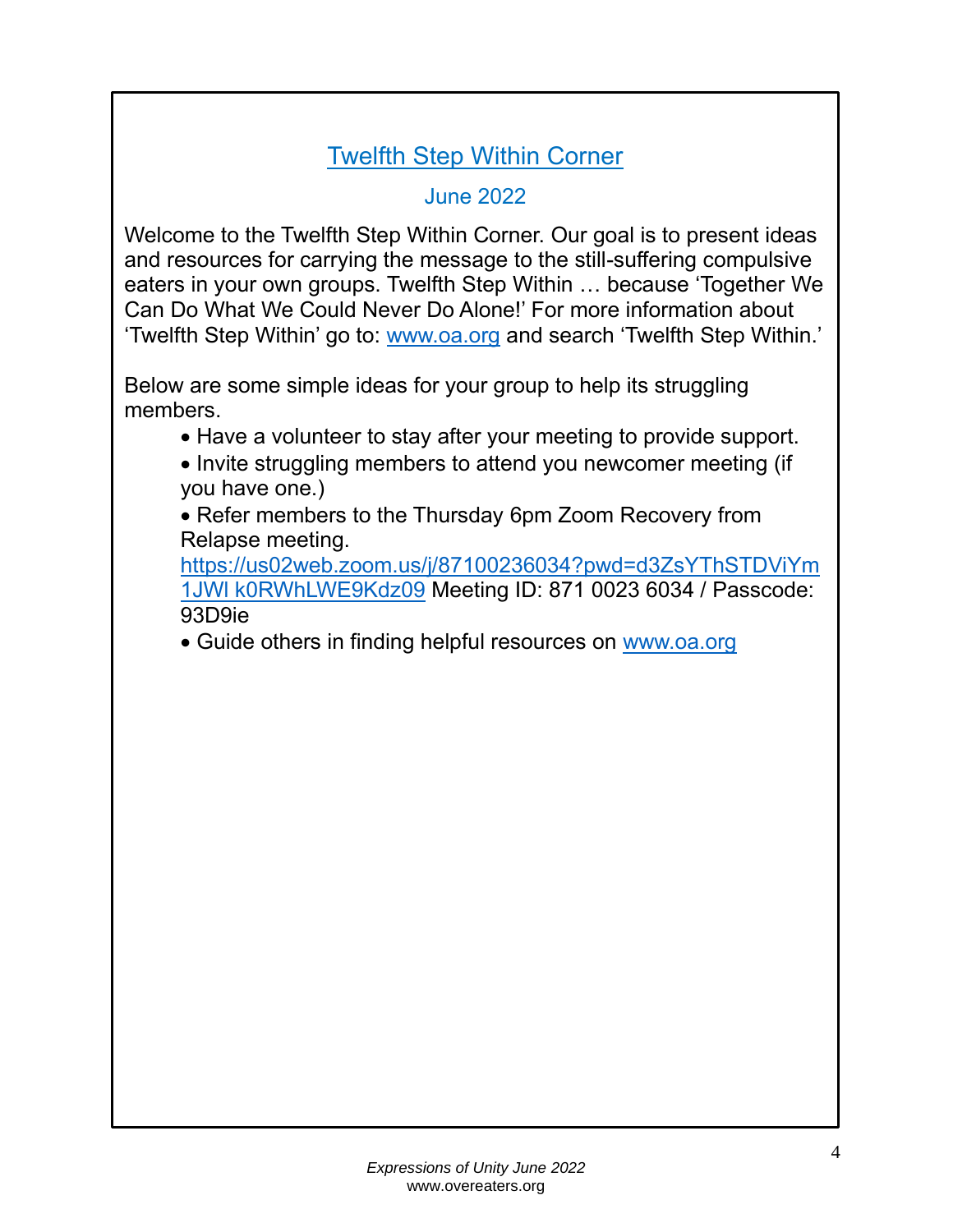## Twelfth Step Within Corner

June 2022

Welcome to the Twelfth Step Within Corner. Our goal is to present ideas and resources for carrying the message to the still-suffering compulsive eaters in your own groups. Twelfth Step Within … because 'Together We Can Do What We Could Never Do Alone!' For more information about 'Twelfth Step Within' go to: www.oa.org and search 'Twelfth Step Within.'

Below are some simple ideas for your group to help its struggling members.

- Have a volunteer to stay after your meeting to provide support.
- Invite struggling members to attend you newcomer meeting (if you have one.)
- Refer members to the Thursday 6pm Zoom Recovery from Relapse meeting. https://us02web.zoom.us/j/87100236034?pwd=d3ZsYThSTDViYm1JWl k0RWhLWE9Kdz09 Meeting ID: 871 0023 6034 / Passcode: 93D9ie
- Guide others in finding helpful resources on www.oa.org